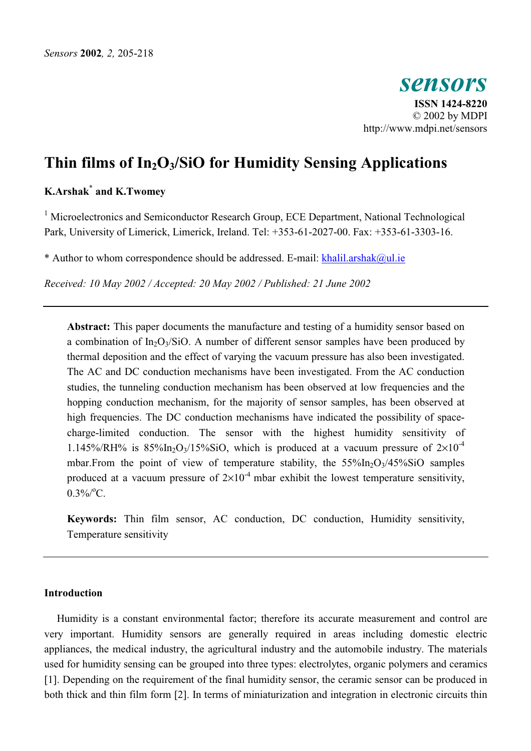# Thin films of $In_2O_3$/SiO for Humidity Sensing Applications

**K.Arshak[*] and K.Twomey**

[1] Microelectronics and Semiconductor Research Group, ECE Department, National Technological Park, University of Limerick, Limerick, Ireland. Tel: +353-61-2027-00. Fax: +353-61-3303-16.

\* Author to whom correspondence should be addressed. E-mail: khalil.arshak@ul.ie

*Received: 10 May 2002 / Accepted: 20 May 2002 / Published: 21 June 2002*

---

**Abstract:** This paper documents the manufacture and testing of a humidity sensor based on a combination of $In_2O_3$/SiO. A number of different sensor samples have been produced by thermal deposition and the effect of varying the vacuum pressure has also been investigated. The AC and DC conduction mechanisms have been investigated. From the AC conduction studies, the tunneling conduction mechanism has been observed at low frequencies and the hopping conduction mechanism, for the majority of sensor samples, has been observed at high frequencies. The DC conduction mechanisms have indicated the possibility of space-charge-limited conduction. The sensor with the highest humidity sensitivity of 1.145%/RH% is 85%$In_2O_3$/15%SiO, which is produced at a vacuum pressure of $2\times10^{-4}$ mbar.From the point of view of temperature stability, the 55%$In_2O_3$/45%SiO samples produced at a vacuum pressure of $2\times10^{-4}$ mbar exhibit the lowest temperature sensitivity, 0.3%/$^o$C.

**Keywords:** Thin film sensor, AC conduction, DC conduction, Humidity sensitivity, Temperature sensitivity

---

## Introduction

Humidity is a constant environmental factor; therefore its accurate measurement and control are very important. Humidity sensors are generally required in areas including domestic electric appliances, the medical industry, the agricultural industry and the automobile industry. The materials used for humidity sensing can be grouped into three types: electrolytes, organic polymers and ceramics [1]. Depending on the requirement of the final humidity sensor, the ceramic sensor can be produced in both thick and thin film form [2]. In terms of miniaturization and integration in electronic circuits thin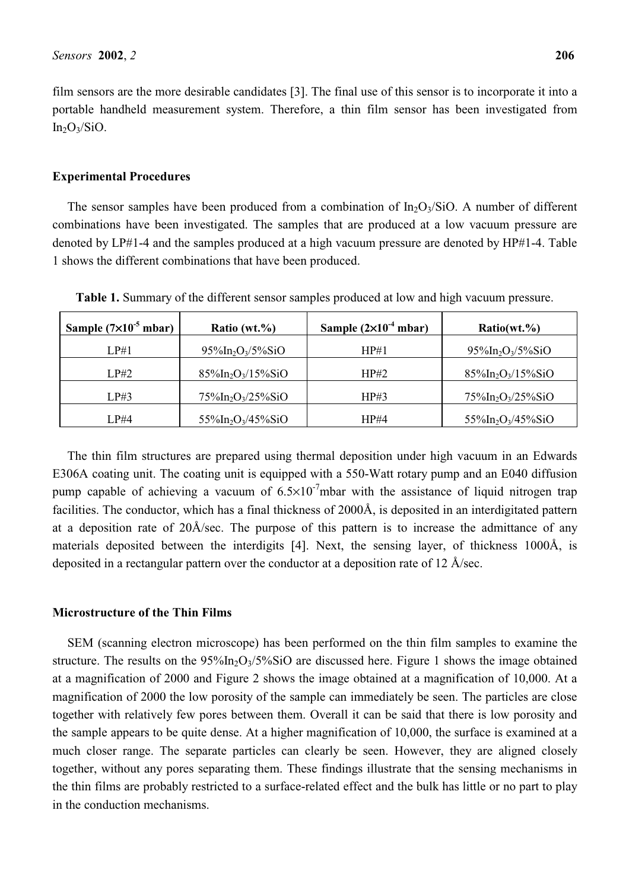film sensors are the more desirable candidates [3]. The final use of this sensor is to incorporate it into a portable handheld measurement system. Therefore, a thin film sensor has been investigated from $In_2O_3$/SiO.

## Experimental Procedures

The sensor samples have been produced from a combination of $In_2O_3$/SiO. A number of different combinations have been investigated. The samples that are produced at a low vacuum pressure are denoted by LP#1-4 and the samples produced at a high vacuum pressure are denoted by HP#1-4. Table 1 shows the different combinations that have been produced.

**Table 1.** Summary of the different sensor samples produced at low and high vacuum pressure.

| Sample ($7\times10^{-5}$ mbar) | Ratio (wt.%) | Sample ($2\times10^{-4}$ mbar) | Ratio(wt.%) |
|---|---|---|---|
| LP#1 | 95%$In_2O_3$/5%SiO | HP#1 | 95%$In_2O_3$/5%SiO |
| LP#2 | 85%$In_2O_3$/15%SiO | HP#2 | 85%$In_2O_3$/15%SiO |
| LP#3 | 75%$In_2O_3$/25%SiO | HP#3 | 75%$In_2O_3$/25%SiO |
| LP#4 | 55%$In_2O_3$/45%SiO | HP#4 | 55%$In_2O_3$/45%SiO |

The thin film structures are prepared using thermal deposition under high vacuum in an Edwards E306A coating unit. The coating unit is equipped with a 550-Watt rotary pump and an E040 diffusion pump capable of achieving a vacuum of $6.5\times10^{-7}$mbar with the assistance of liquid nitrogen trap facilities. The conductor, which has a final thickness of 2000Å, is deposited in an interdigitated pattern at a deposition rate of 20Å/sec. The purpose of this pattern is to increase the admittance of any materials deposited between the interdigits [4]. Next, the sensing layer, of thickness 1000Å, is deposited in a rectangular pattern over the conductor at a deposition rate of 12 Å/sec.

## Microstructure of the Thin Films

SEM (scanning electron microscope) has been performed on the thin film samples to examine the structure. The results on the 95%$In_2O_3$/5%SiO are discussed here. Figure 1 shows the image obtained at a magnification of 2000 and Figure 2 shows the image obtained at a magnification of 10,000. At a magnification of 2000 the low porosity of the sample can immediately be seen. The particles are close together with relatively few pores between them. Overall it can be said that there is low porosity and the sample appears to be quite dense. At a higher magnification of 10,000, the surface is examined at a much closer range. The separate particles can clearly be seen. However, they are aligned closely together, without any pores separating them. These findings illustrate that the sensing mechanisms in the thin films are probably restricted to a surface-related effect and the bulk has little or no part to play in the conduction mechanisms.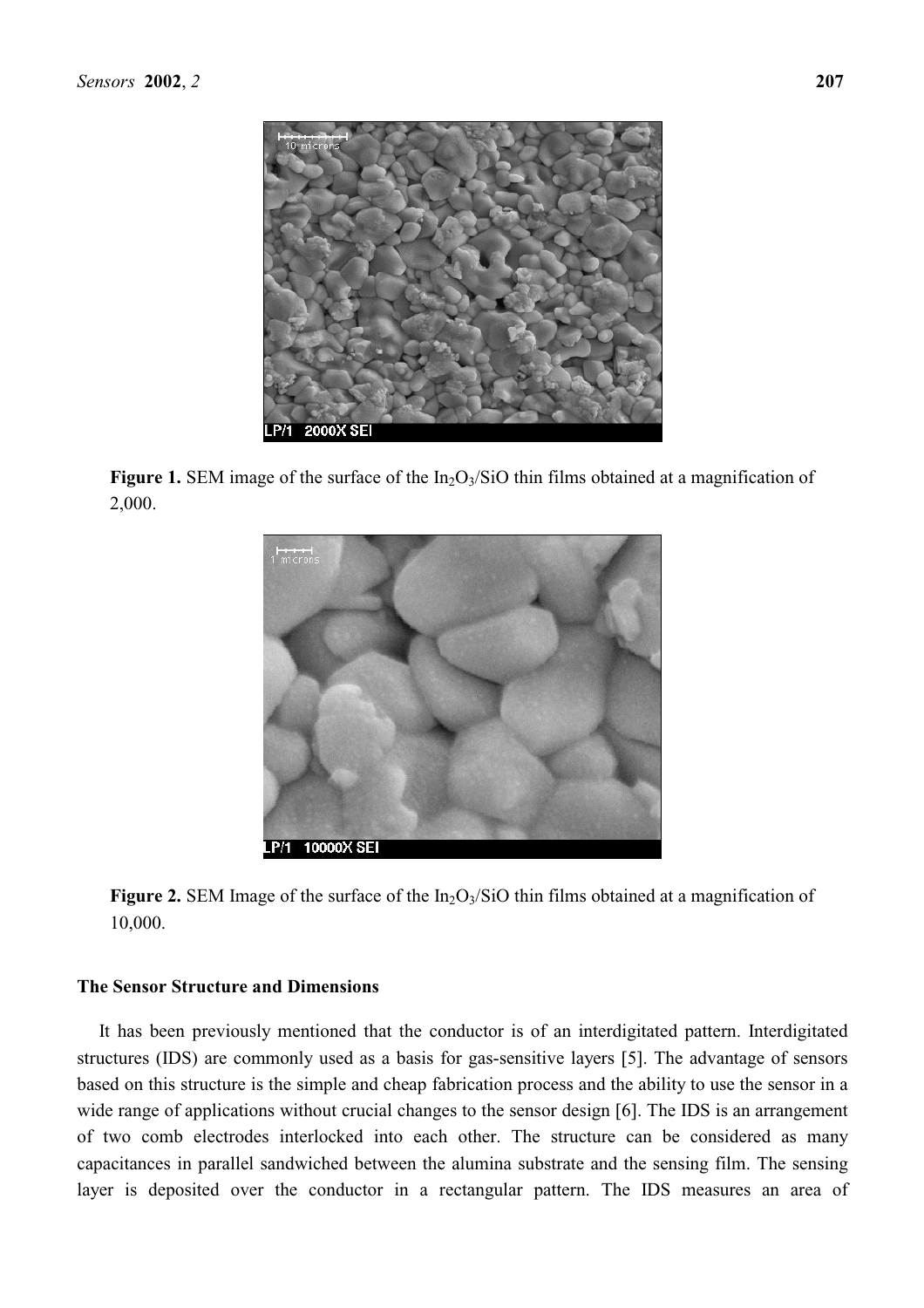**Figure 1.** SEM image of the surface of the $In_2O_3$/SiO thin films obtained at a magnification of 2,000.

**Figure 2.** SEM Image of the surface of the $In_2O_3$/SiO thin films obtained at a magnification of 10,000.

### The Sensor Structure and Dimensions

It has been previously mentioned that the conductor is of an interdigitated pattern. Interdigitated structures (IDS) are commonly used as a basis for gas-sensitive layers [5]. The advantage of sensors based on this structure is the simple and cheap fabrication process and the ability to use the sensor in a wide range of applications without crucial changes to the sensor design [6]. The IDS is an arrangement of two comb electrodes interlocked into each other. The structure can be considered as many capacitances in parallel sandwiched between the alumina substrate and the sensing film. The sensing layer is deposited over the conductor in a rectangular pattern. The IDS measures an area of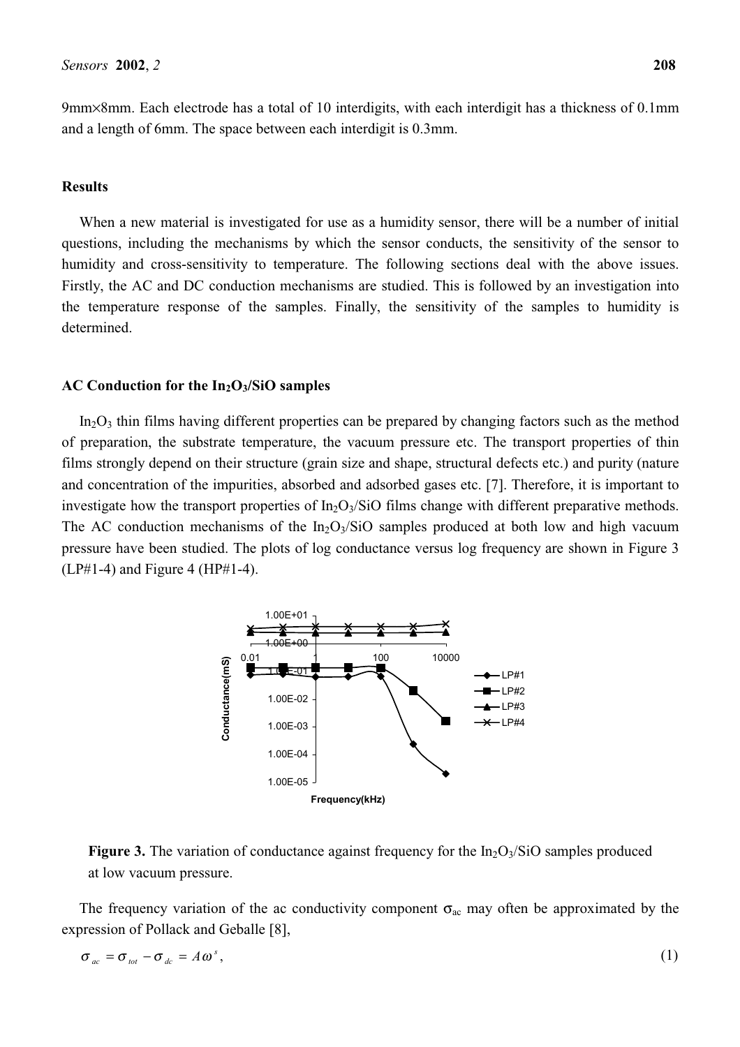9mm×8mm. Each electrode has a total of 10 interdigits, with each interdigit has a thickness of 0.1mm and a length of 6mm. The space between each interdigit is 0.3mm.

## Results

When a new material is investigated for use as a humidity sensor, there will be a number of initial questions, including the mechanisms by which the sensor conducts, the sensitivity of the sensor to humidity and cross-sensitivity to temperature. The following sections deal with the above issues. Firstly, the AC and DC conduction mechanisms are studied. This is followed by an investigation into the temperature response of the samples. Finally, the sensitivity of the samples to humidity is determined.

### AC Conduction for the $In_2O_3$/SiO samples

$In_2O_3$ thin films having different properties can be prepared by changing factors such as the method of preparation, the substrate temperature, the vacuum pressure etc. The transport properties of thin films strongly depend on their structure (grain size and shape, structural defects etc.) and purity (nature and concentration of the impurities, absorbed and adsorbed gases etc. [7]. Therefore, it is important to investigate how the transport properties of $In_2O_3$/SiO films change with different preparative methods. The AC conduction mechanisms of the $In_2O_3$/SiO samples produced at both low and high vacuum pressure have been studied. The plots of log conductance versus log frequency are shown in Figure 3 (LP#1-4) and Figure 4 (HP#1-4).

**Figure 3.** The variation of conductance against frequency for the $In_2O_3$/SiO samples produced at low vacuum pressure.

The frequency variation of the ac conductivity component $\sigma_{ac}$ may often be approximated by the expression of Pollack and Geballe [8],

$$\sigma_{ac} = \sigma_{tot} - \sigma_{dc} = A\omega^{s}, \tag{1}$$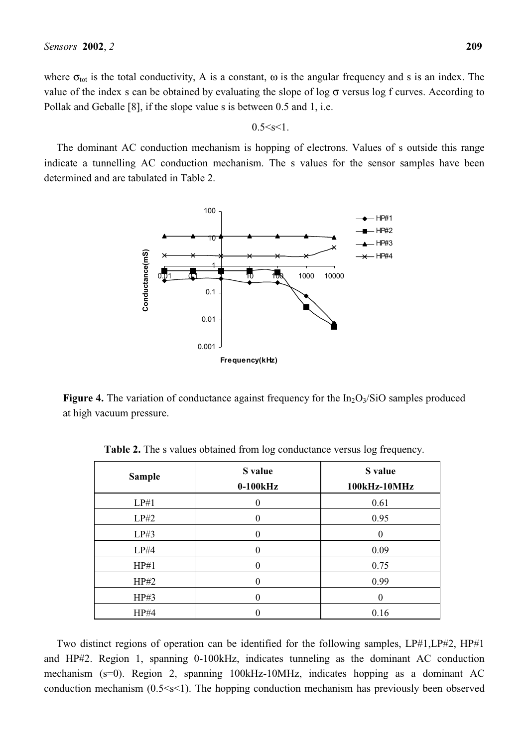where $\sigma_{tot}$ is the total conductivity, A is a constant, $\omega$ is the angular frequency and s is an index. The value of the index s can be obtained by evaluating the slope of log $\sigma$ versus log f curves. According to Pollak and Geballe [8], if the slope value s is between 0.5 and 1, i.e.

$$0.5<s<1.$$

The dominant AC conduction mechanism is hopping of electrons. Values of s outside this range indicate a tunnelling AC conduction mechanism. The s values for the sensor samples have been determined and are tabulated in Table 2.

**Figure 4.** The variation of conductance against frequency for the $In_2O_3$/SiO samples produced at high vacuum pressure.

**Table 2.** The s values obtained from log conductance versus log frequency.

| Sample | S value 0-100kHz | S value 100kHz-10MHz |
|---|---|---|
| LP#1 | 0 | 0.61 |
| LP#2 | 0 | 0.95 |
| LP#3 | 0 | 0 |
| LP#4 | 0 | 0.09 |
| HP#1 | 0 | 0.75 |
| HP#2 | 0 | 0.99 |
| HP#3 | 0 | 0 |
| HP#4 | 0 | 0.16 |

Two distinct regions of operation can be identified for the following samples, LP#1,LP#2, HP#1 and HP#2. Region 1, spanning 0-100kHz, indicates tunneling as the dominant AC conduction mechanism (s=0). Region 2, spanning 100kHz-10MHz, indicates hopping as a dominant AC conduction mechanism (0.5<s<1). The hopping conduction mechanism has previously been observed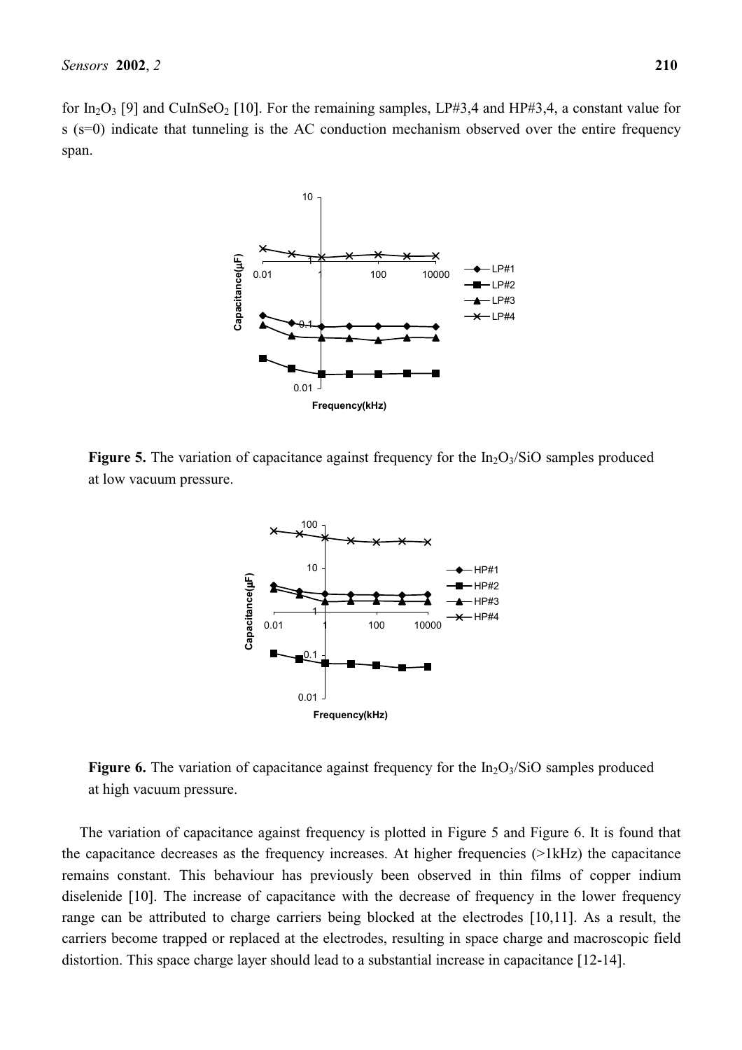for $In_2O_3$ [9] and $CuInSeO_2$ [10]. For the remaining samples, LP#3,4 and HP#3,4, a constant value for s (s=0) indicate that tunneling is the AC conduction mechanism observed over the entire frequency span.

**Figure 5.** The variation of capacitance against frequency for the $In_2O_3$/SiO samples produced at low vacuum pressure.

**Figure 6.** The variation of capacitance against frequency for the $In_2O_3$/SiO samples produced at high vacuum pressure.

The variation of capacitance against frequency is plotted in Figure 5 and Figure 6. It is found that the capacitance decreases as the frequency increases. At higher frequencies (>1kHz) the capacitance remains constant. This behaviour has previously been observed in thin films of copper indium diselenide [10]. The increase of capacitance with the decrease of frequency in the lower frequency range can be attributed to charge carriers being blocked at the electrodes [10,11]. As a result, the carriers become trapped or replaced at the electrodes, resulting in space charge and macroscopic field distortion. This space charge layer should lead to a substantial increase in capacitance [12-14].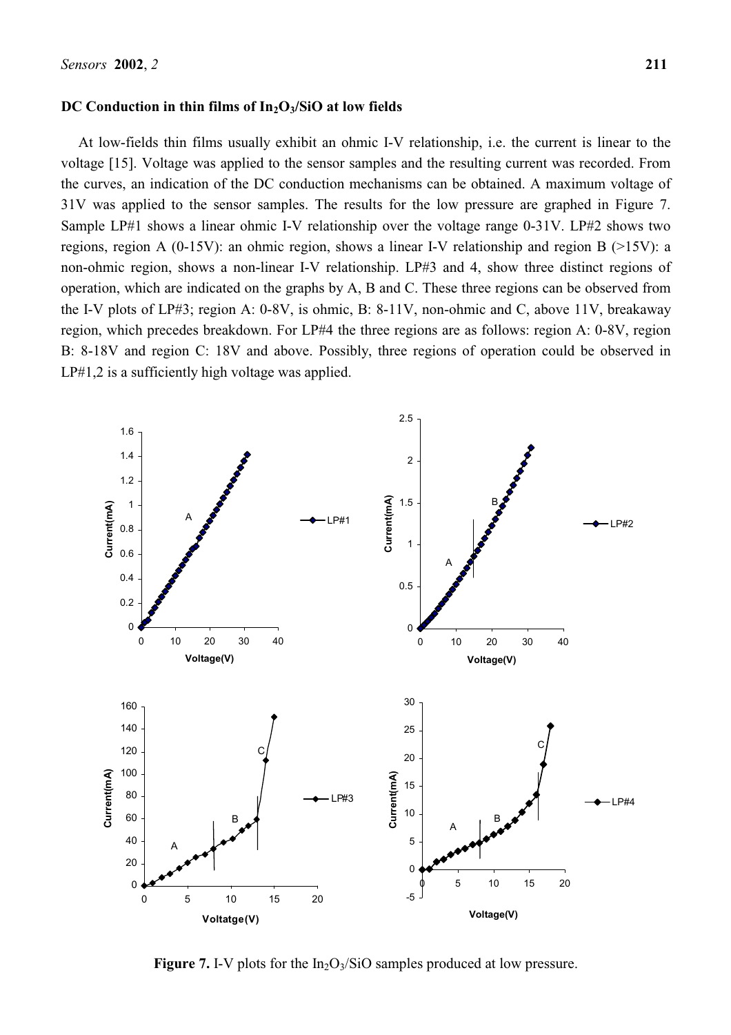## DC Conduction in thin films of $In_2O_3$/SiO at low fields

At low-fields thin films usually exhibit an ohmic I-V relationship, i.e. the current is linear to the voltage [15]. Voltage was applied to the sensor samples and the resulting current was recorded. From the curves, an indication of the DC conduction mechanisms can be obtained. A maximum voltage of 31V was applied to the sensor samples. The results for the low pressure are graphed in Figure 7. Sample LP#1 shows a linear ohmic I-V relationship over the voltage range 0-31V. LP#2 shows two regions, region A (0-15V): an ohmic region, shows a linear I-V relationship and region B (>15V): a non-ohmic region, shows a non-linear I-V relationship. LP#3 and 4, show three distinct regions of operation, which are indicated on the graphs by A, B and C. These three regions can be observed from the I-V plots of LP#3; region A: 0-8V, is ohmic, B: 8-11V, non-ohmic and C, above 11V, breakaway region, which precedes breakdown. For LP#4 the three regions are as follows: region A: 0-8V, region B: 8-18V and region C: 18V and above. Possibly, three regions of operation could be observed in LP#1,2 is a sufficiently high voltage was applied.

**Figure 7.** I-V plots for the $In_2O_3$/SiO samples produced at low pressure.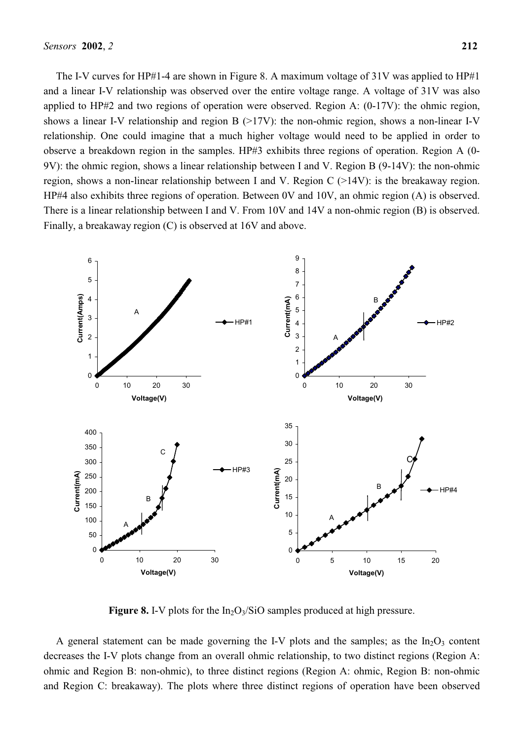The I-V curves for HP#1-4 are shown in Figure 8. A maximum voltage of 31V was applied to HP#1 and a linear I-V relationship was observed over the entire voltage range. A voltage of 31V was also applied to HP#2 and two regions of operation were observed. Region A: (0-17V): the ohmic region, shows a linear I-V relationship and region B (>17V): the non-ohmic region, shows a non-linear I-V relationship. One could imagine that a much higher voltage would need to be applied in order to observe a breakdown region in the samples. HP#3 exhibits three regions of operation. Region A (0-9V): the ohmic region, shows a linear relationship between I and V. Region B (9-14V): the non-ohmic region, shows a non-linear relationship between I and V. Region C (>14V): is the breakaway region. HP#4 also exhibits three regions of operation. Between 0V and 10V, an ohmic region (A) is observed. There is a linear relationship between I and V. From 10V and 14V a non-ohmic region (B) is observed. Finally, a breakaway region (C) is observed at 16V and above.

**Figure 8.** I-V plots for the $In_2O_3$/SiO samples produced at high pressure.

A general statement can be made governing the I-V plots and the samples; as the $In_2O_3$ content decreases the I-V plots change from an overall ohmic relationship, to two distinct regions (Region A: ohmic and Region B: non-ohmic), to three distinct regions (Region A: ohmic, Region B: non-ohmic and Region C: breakaway). The plots where three distinct regions of operation have been observed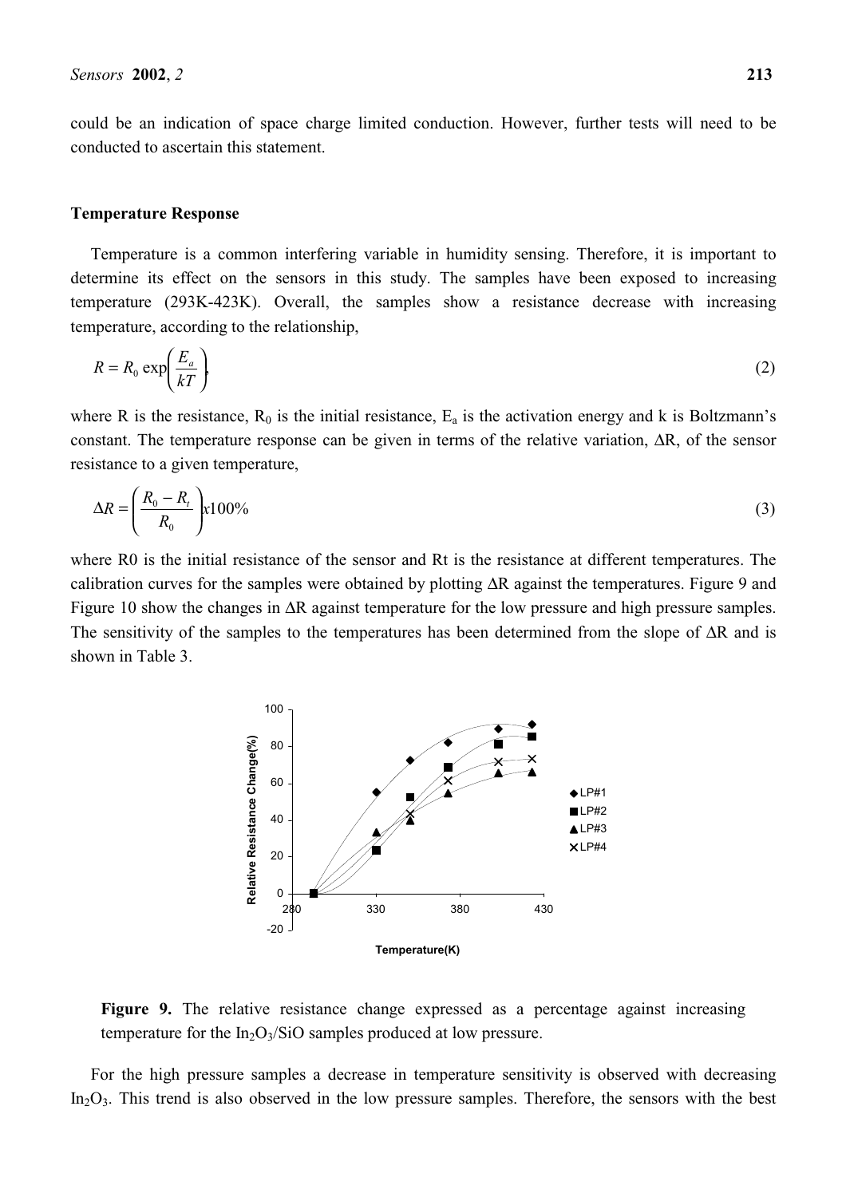could be an indication of space charge limited conduction. However, further tests will need to be conducted to ascertain this statement.

### Temperature Response

Temperature is a common interfering variable in humidity sensing. Therefore, it is important to determine its effect on the sensors in this study. The samples have been exposed to increasing temperature (293K-423K). Overall, the samples show a resistance decrease with increasing temperature, according to the relationship,

$$R = R_0 \exp\left(\frac{E_a}{kT}\right), \tag{2}$$

where R is the resistance, $R_0$ is the initial resistance, $E_a$ is the activation energy and k is Boltzmann's constant. The temperature response can be given in terms of the relative variation, ΔR, of the sensor resistance to a given temperature,

$$\Delta R = \left(\frac{R_0 - R_t}{R_0}\right) x100\% \tag{3}$$

where R0 is the initial resistance of the sensor and Rt is the resistance at different temperatures. The calibration curves for the samples were obtained by plotting ΔR against the temperatures. Figure 9 and Figure 10 show the changes in ΔR against temperature for the low pressure and high pressure samples. The sensitivity of the samples to the temperatures has been determined from the slope of ΔR and is shown in Table 3.

**Figure 9.** The relative resistance change expressed as a percentage against increasing temperature for the $In_2O_3$/SiO samples produced at low pressure.

For the high pressure samples a decrease in temperature sensitivity is observed with decreasing $In_2O_3$. This trend is also observed in the low pressure samples. Therefore, the sensors with the best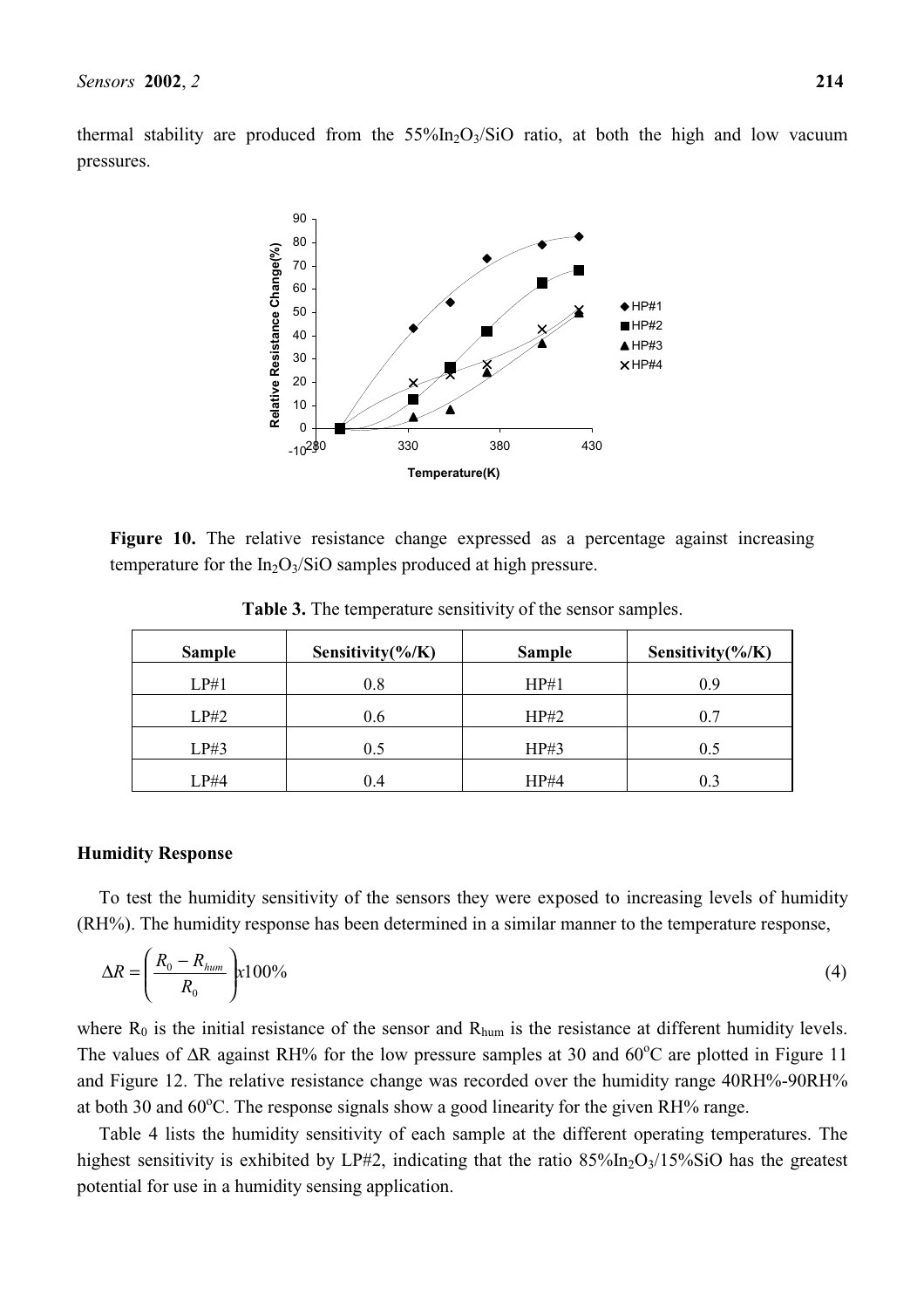thermal stability are produced from the $55\%In_2O_3/SiO$ ratio, at both the high and low vacuum pressures.

**Figure 10.** The relative resistance change expressed as a percentage against increasing temperature for the $In_2O_3/SiO$ samples produced at high pressure.

**Table 3.** The temperature sensitivity of the sensor samples.

| Sample | Sensitivity(%/K) | Sample | Sensitivity(%/K) |
|---|---|---|---|
| LP#1 | 0.8 | HP#1 | 0.9 |
| LP#2 | 0.6 | HP#2 | 0.7 |
| LP#3 | 0.5 | HP#3 | 0.5 |
| LP#4 | 0.4 | HP#4 | 0.3 |

### Humidity Response

To test the humidity sensitivity of the sensors they were exposed to increasing levels of humidity (RH%). The humidity response has been determined in a similar manner to the temperature response,

$$\Delta R = \left( \frac{R_0 - R_{hum}}{R_0} \right) x100\% \tag{4}$$

where $R_0$ is the initial resistance of the sensor and $R_{hum}$ is the resistance at different humidity levels. The values of $\Delta R$ against RH% for the low pressure samples at 30 and 60°C are plotted in Figure 11 and Figure 12. The relative resistance change was recorded over the humidity range 40RH%-90RH% at both 30 and 60°C. The response signals show a good linearity for the given RH% range.

Table 4 lists the humidity sensitivity of each sample at the different operating temperatures. The highest sensitivity is exhibited by LP#2, indicating that the ratio $85\%In_2O_3/15\%SiO$ has the greatest potential for use in a humidity sensing application.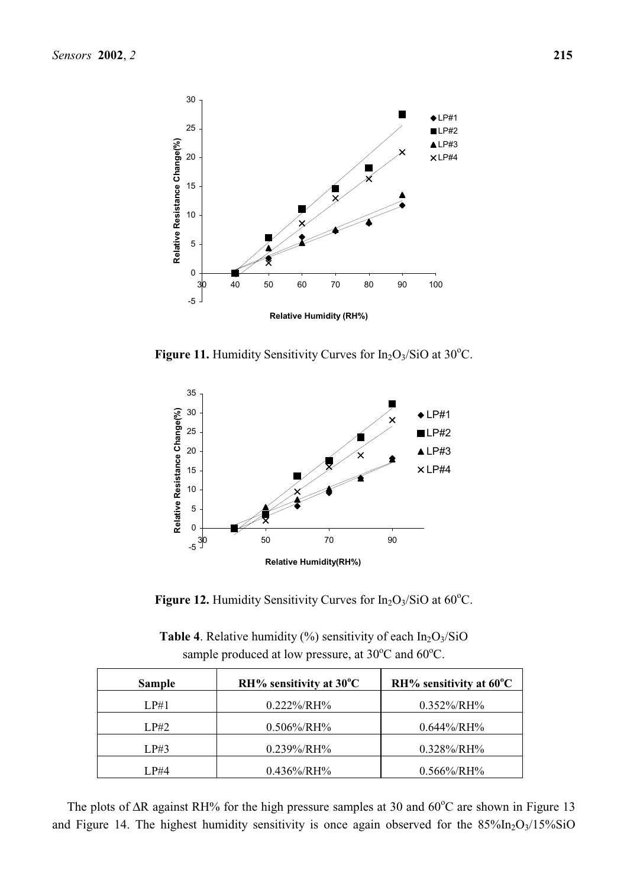**Figure 11.** Humidity Sensitivity Curves for $In_2O_3$/SiO at 30°C.

**Figure 12.** Humidity Sensitivity Curves for $In_2O_3$/SiO at 60°C.

**Table 4**. Relative humidity (%) sensitivity of each $In_2O_3$/SiO sample produced at low pressure, at 30°C and 60°C.

| Sample | RH% sensitivity at 30°C | RH% sensitivity at 60°C |
|---|---|---|
| LP#1 | 0.222%/RH% | 0.352%/RH% |
| LP#2 | 0.506%/RH% | 0.644%/RH% |
| LP#3 | 0.239%/RH% | 0.328%/RH% |
| LP#4 | 0.436%/RH% | 0.566%/RH% |

The plots of ΔR against RH% for the high pressure samples at 30 and 60°C are shown in Figure 13 and Figure 14. The highest humidity sensitivity is once again observed for the 85%$In_2O_3$/15%SiO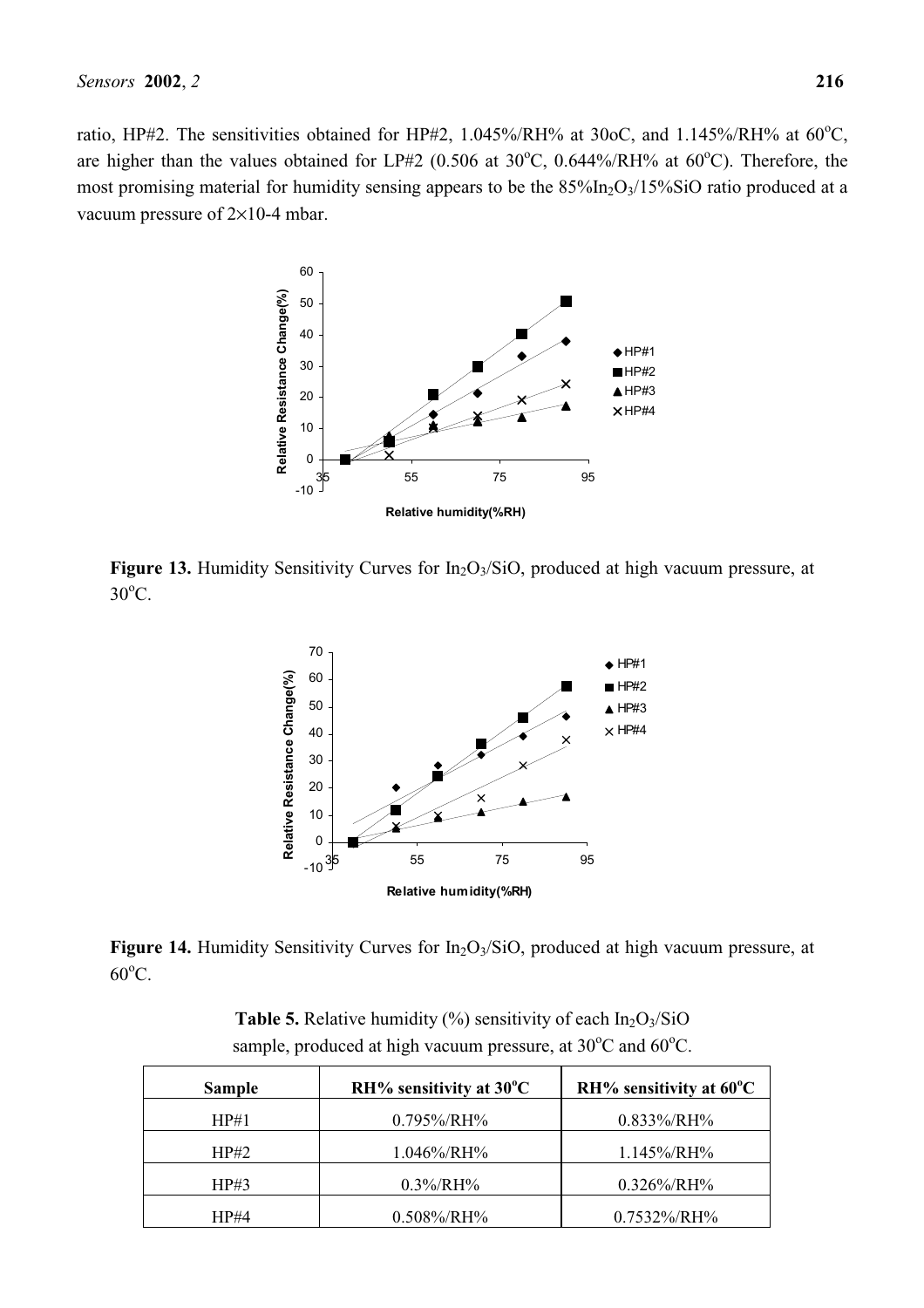ratio, HP#2. The sensitivities obtained for HP#2, 1.045%/RH% at 30oC, and 1.145%/RH% at 60°C, are higher than the values obtained for LP#2 (0.506 at 30°C, 0.644%/RH% at 60°C). Therefore, the most promising material for humidity sensing appears to be the $85\%In_2O_3/15\%SiO$ ratio produced at a vacuum pressure of 2×10-4 mbar.

**Figure 13.** Humidity Sensitivity Curves for $In_2O_3/SiO$, produced at high vacuum pressure, at 30°C.

**Figure 14.** Humidity Sensitivity Curves for $In_2O_3/SiO$, produced at high vacuum pressure, at 60°C.

**Table 5.** Relative humidity (%) sensitivity of each $In_2O_3/SiO$ sample, produced at high vacuum pressure, at 30°C and 60°C.

| Sample | RH% sensitivity at 30°C | RH% sensitivity at 60°C |
|---|---|---|
| HP#1 | 0.795%/RH% | 0.833%/RH% |
| HP#2 | 1.046%/RH% | 1.145%/RH% |
| HP#3 | 0.3%/RH% | 0.326%/RH% |
| HP#4 | 0.508%/RH% | 0.7532%/RH% |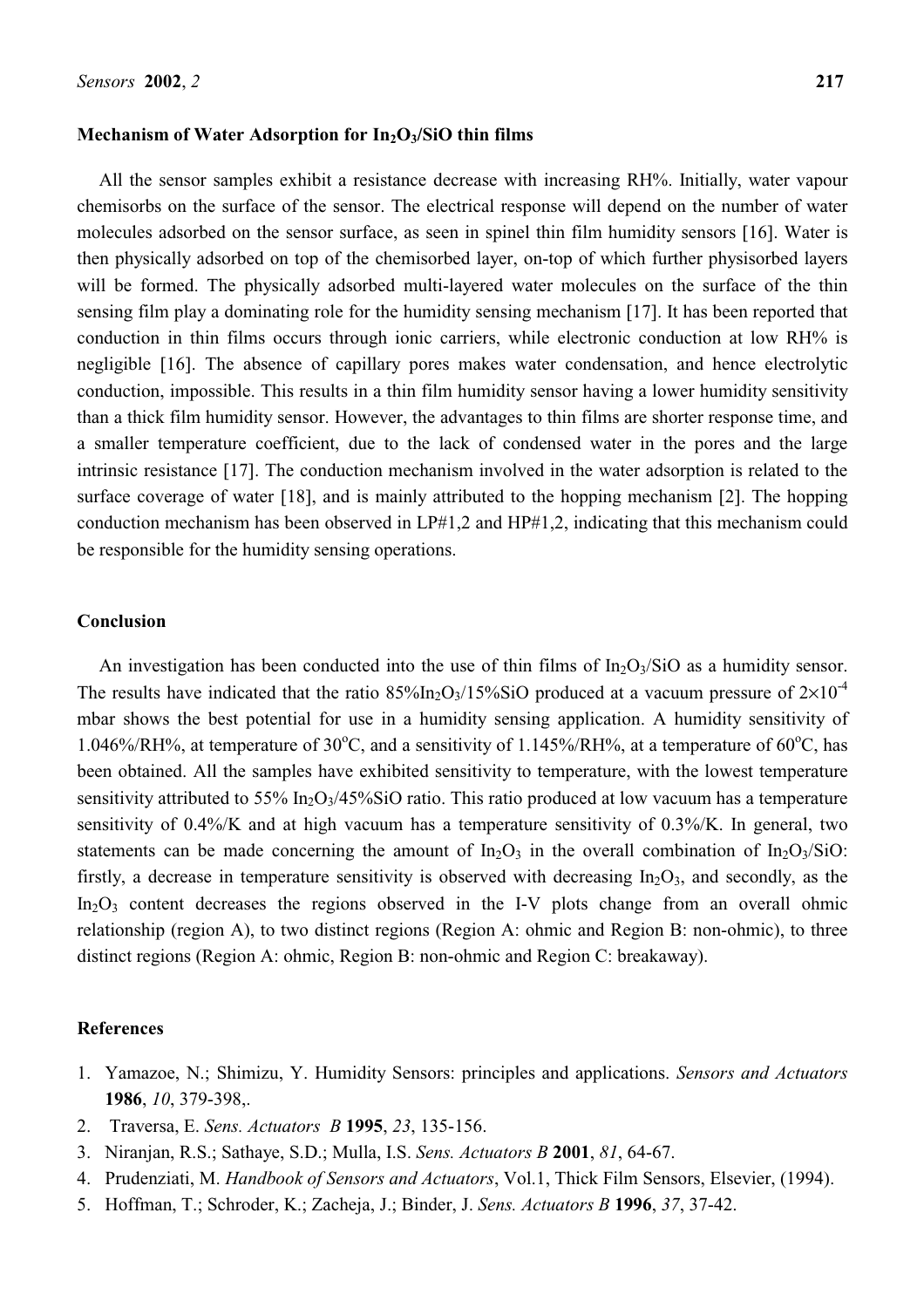### Mechanism of Water Adsorption for $In_2O_3$/SiO thin films

All the sensor samples exhibit a resistance decrease with increasing RH%. Initially, water vapour chemisorbs on the surface of the sensor. The electrical response will depend on the number of water molecules adsorbed on the sensor surface, as seen in spinel thin film humidity sensors [16]. Water is then physically adsorbed on top of the chemisorbed layer, on-top of which further physisorbed layers will be formed. The physically adsorbed multi-layered water molecules on the surface of the thin sensing film play a dominating role for the humidity sensing mechanism [17]. It has been reported that conduction in thin films occurs through ionic carriers, while electronic conduction at low RH% is negligible [16]. The absence of capillary pores makes water condensation, and hence electrolytic conduction, impossible. This results in a thin film humidity sensor having a lower humidity sensitivity than a thick film humidity sensor. However, the advantages to thin films are shorter response time, and a smaller temperature coefficient, due to the lack of condensed water in the pores and the large intrinsic resistance [17]. The conduction mechanism involved in the water adsorption is related to the surface coverage of water [18], and is mainly attributed to the hopping mechanism [2]. The hopping conduction mechanism has been observed in LP#1,2 and HP#1,2, indicating that this mechanism could be responsible for the humidity sensing operations.

### Conclusion

An investigation has been conducted into the use of thin films of $In_2O_3$/SiO as a humidity sensor. The results have indicated that the ratio 85%$In_2O_3$/15%SiO produced at a vacuum pressure of $2\times10^{-4}$ mbar shows the best potential for use in a humidity sensing application. A humidity sensitivity of 1.046%/RH%, at temperature of 30°C, and a sensitivity of 1.145%/RH%, at a temperature of 60°C, has been obtained. All the samples have exhibited sensitivity to temperature, with the lowest temperature sensitivity attributed to 55% $In_2O_3$/45%SiO ratio. This ratio produced at low vacuum has a temperature sensitivity of 0.4%/K and at high vacuum has a temperature sensitivity of 0.3%/K. In general, two statements can be made concerning the amount of $In_2O_3$ in the overall combination of $In_2O_3$/SiO: firstly, a decrease in temperature sensitivity is observed with decreasing $In_2O_3$, and secondly, as the $In_2O_3$ content decreases the regions observed in the I-V plots change from an overall ohmic relationship (region A), to two distinct regions (Region A: ohmic and Region B: non-ohmic), to three distinct regions (Region A: ohmic, Region B: non-ohmic and Region C: breakaway).

### References

1. Yamazoe, N.; Shimizu, Y. Humidity Sensors: principles and applications. *Sensors and Actuators* **1986**, *10*, 379-398,.
2. Traversa, E. *Sens. Actuators B* **1995**, *23*, 135-156.
3. Niranjan, R.S.; Sathaye, S.D.; Mulla, I.S. *Sens. Actuators B* **2001**, *81*, 64-67.
4. Prudenziati, M. *Handbook of Sensors and Actuators*, Vol.1, Thick Film Sensors, Elsevier, (1994).
5. Hoffman, T.; Schroder, K.; Zacheja, J.; Binder, J. *Sens. Actuators B* **1996**, *37*, 37-42.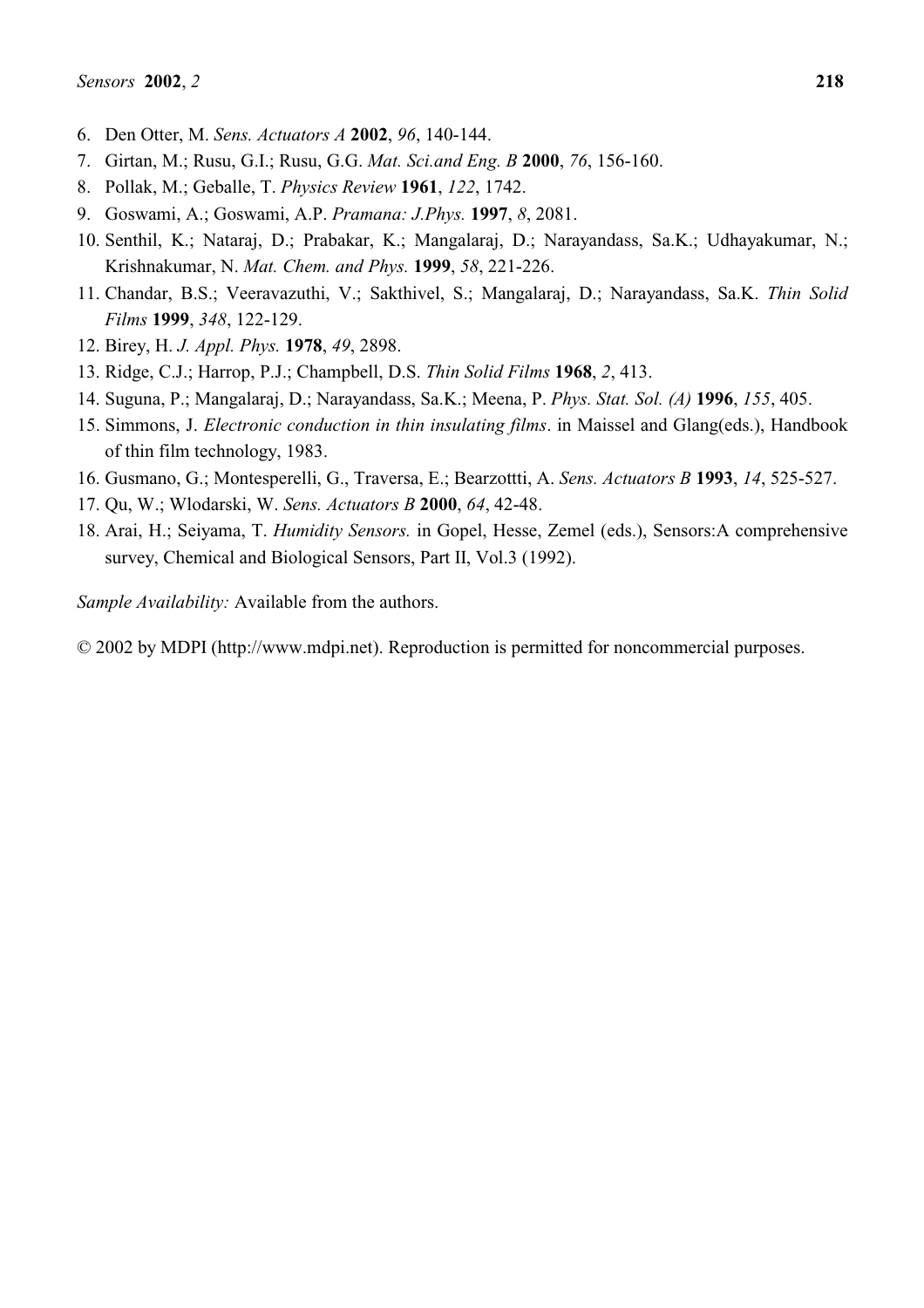6. Den Otter, M. *Sens. Actuators A* **2002**, *96*, 140-144.
7. Girtan, M.; Rusu, G.I.; Rusu, G.G. *Mat. Sci.and Eng. B* **2000**, *76*, 156-160.
8. Pollak, M.; Geballe, T. *Physics Review* **1961**, *122*, 1742.
9. Goswami, A.; Goswami, A.P. *Pramana: J.Phys.* **1997**, *8*, 2081.
10. Senthil, K.; Nataraj, D.; Prabakar, K.; Mangalaraj, D.; Narayandass, Sa.K.; Udhayakumar, N.; Krishnakumar, N. *Mat. Chem. and Phys.* **1999**, *58*, 221-226.
11. Chandar, B.S.; Veeravazuthi, V.; Sakthivel, S.; Mangalaraj, D.; Narayandass, Sa.K. *Thin Solid Films* **1999**, *348*, 122-129.
12. Birey, H. *J. Appl. Phys.* **1978**, *49*, 2898.
13. Ridge, C.J.; Harrop, P.J.; Champbell, D.S. *Thin Solid Films* **1968**, *2*, 413.
14. Suguna, P.; Mangalaraj, D.; Narayandass, Sa.K.; Meena, P. *Phys. Stat. Sol. (A)* **1996**, *155*, 405.
15. Simmons, J. *Electronic conduction in thin insulating films*. in Maissel and Glang(eds.), Handbook of thin film technology, 1983.
16. Gusmano, G.; Montesperelli, G., Traversa, E.; Bearzottti, A. *Sens. Actuators B* **1993**, *14*, 525-527.
17. Qu, W.; Wlodarski, W. *Sens. Actuators B* **2000**, *64*, 42-48.
18. Arai, H.; Seiyama, T. *Humidity Sensors.* in Gopel, Hesse, Zemel (eds.), Sensors:A comprehensive survey, Chemical and Biological Sensors, Part II, Vol.3 (1992).

*Sample Availability:* Available from the authors.

© 2002 by MDPI (http://www.mdpi.net). Reproduction is permitted for noncommercial purposes.